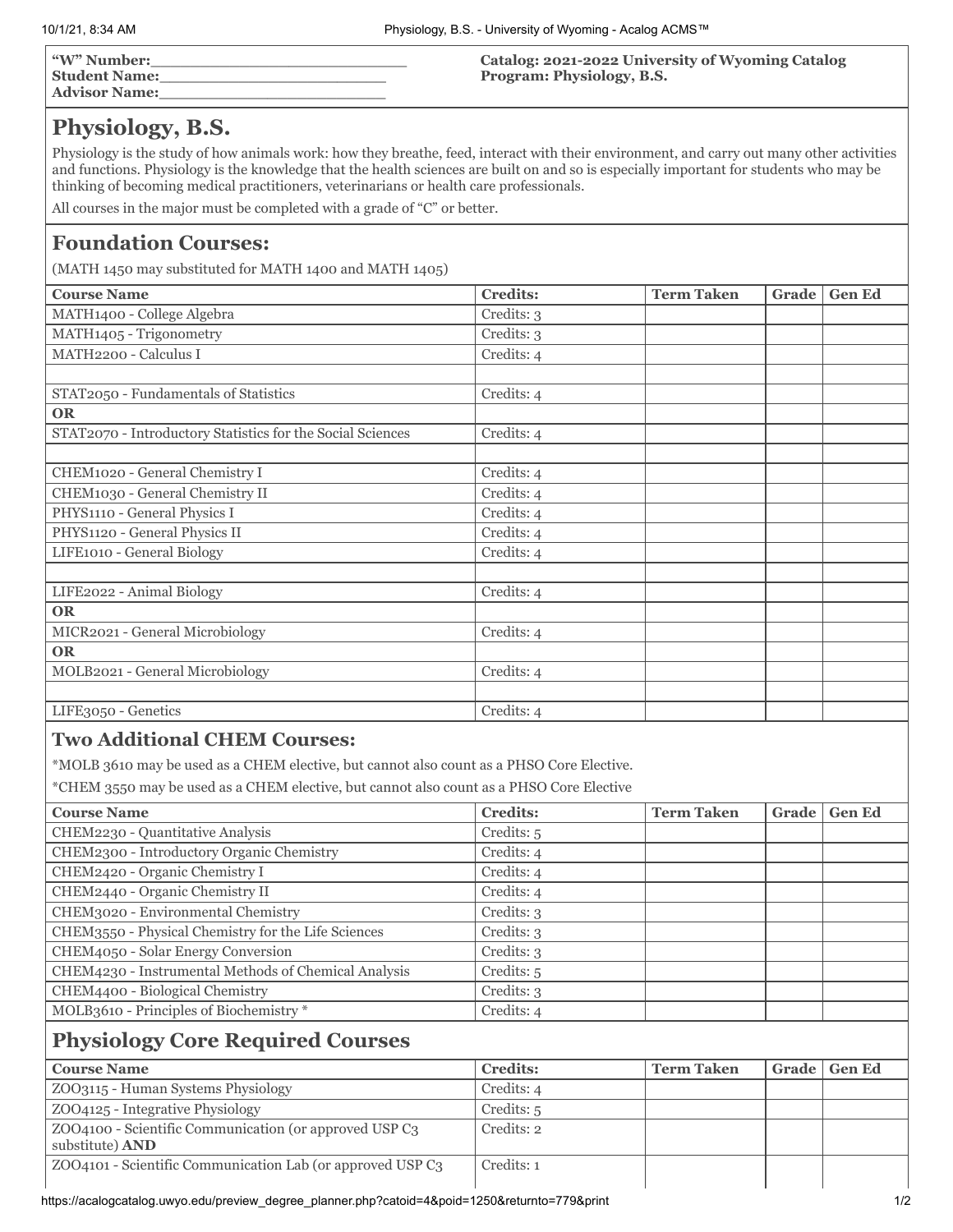**"W" Number:**\_\_\_\_\_\_\_\_\_\_\_\_\_\_\_\_\_\_\_\_\_\_\_\_\_
**Student Name:**\_\_\_\_\_\_\_\_\_\_\_\_\_\_\_\_\_\_\_\_\_\_\_\_
**Advisor Name:**\_\_\_\_\_\_\_\_\_\_\_\_\_\_\_\_\_\_\_\_\_\_\_\_

**Catalog: 2021-2022 University of Wyoming Catalog**
**Program: Physiology, B.S.**

# Physiology, B.S.

Physiology is the study of how animals work: how they breathe, feed, interact with their environment, and carry out many other activities and functions. Physiology is the knowledge that the health sciences are built on and so is especially important for students who may be thinking of becoming medical practitioners, veterinarians or health care professionals.

All courses in the major must be completed with a grade of "C" or better.

## Foundation Courses:

(MATH 1450 may substituted for MATH 1400 and MATH 1405)

| Course Name | Credits: | Term Taken | Grade | Gen Ed |
|---|---|---|---|---|
| MATH1400 - College Algebra | Credits: 3 | | | |
| MATH1405 - Trigonometry | Credits: 3 | | | |
| MATH2200 - Calculus I | Credits: 4 | | | |
| | | | | |
| STAT2050 - Fundamentals of Statistics | Credits: 4 | | | |
| **OR** | | | | |
| STAT2070 - Introductory Statistics for the Social Sciences | Credits: 4 | | | |
| | | | | |
| CHEM1020 - General Chemistry I | Credits: 4 | | | |
| CHEM1030 - General Chemistry II | Credits: 4 | | | |
| PHYS1110 - General Physics I | Credits: 4 | | | |
| PHYS1120 - General Physics II | Credits: 4 | | | |
| LIFE1010 - General Biology | Credits: 4 | | | |
| | | | | |
| LIFE2022 - Animal Biology | Credits: 4 | | | |
| **OR** | | | | |
| MICR2021 - General Microbiology | Credits: 4 | | | |
| **OR** | | | | |
| MOLB2021 - General Microbiology | Credits: 4 | | | |
| | | | | |
| LIFE3050 - Genetics | Credits: 4 | | | |

### Two Additional CHEM Courses:

*MOLB 3610 may be used as a CHEM elective, but cannot also count as a PHSO Core Elective.

*CHEM 3550 may be used as a CHEM elective, but cannot also count as a PHSO Core Elective

| Course Name | Credits: | Term Taken | Grade | Gen Ed |
|---|---|---|---|---|
| CHEM2230 - Quantitative Analysis | Credits: 5 | | | |
| CHEM2300 - Introductory Organic Chemistry | Credits: 4 | | | |
| CHEM2420 - Organic Chemistry I | Credits: 4 | | | |
| CHEM2440 - Organic Chemistry II | Credits: 4 | | | |
| CHEM3020 - Environmental Chemistry | Credits: 3 | | | |
| CHEM3550 - Physical Chemistry for the Life Sciences | Credits: 3 | | | |
| CHEM4050 - Solar Energy Conversion | Credits: 3 | | | |
| CHEM4230 - Instrumental Methods of Chemical Analysis | Credits: 5 | | | |
| CHEM4400 - Biological Chemistry | Credits: 3 | | | |
| MOLB3610 - Principles of Biochemistry * | Credits: 4 | | | |

## Physiology Core Required Courses

| Course Name | Credits: | Term Taken | Grade | Gen Ed |
|---|---|---|---|---|
| ZOO3115 - Human Systems Physiology | Credits: 4 | | | |
| ZOO4125 - Integrative Physiology | Credits: 5 | | | |
| ZOO4100 - Scientific Communication (or approved USP C3 substitute) **AND** | Credits: 2 | | | |
| ZOO4101 - Scientific Communication Lab (or approved USP C3 | Credits: 1 | | | |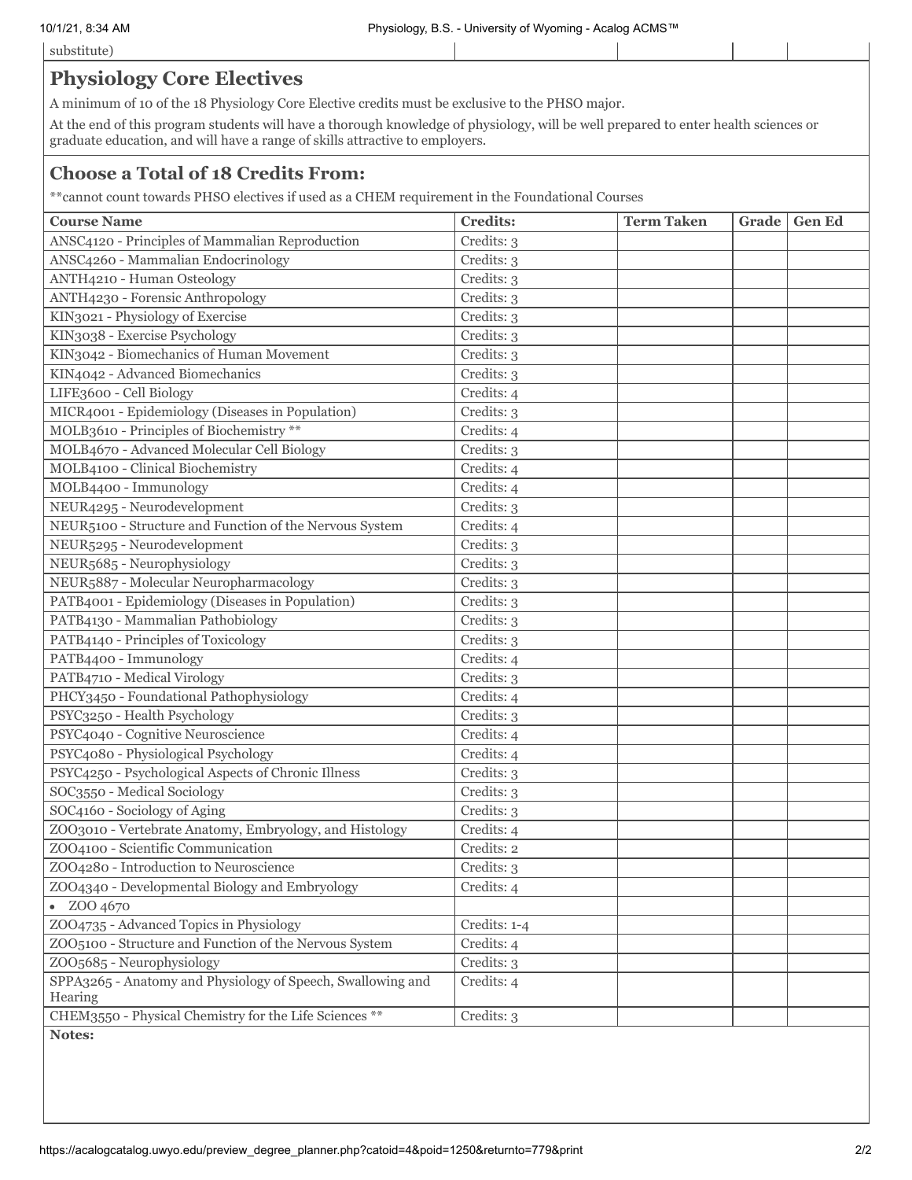substitute)

## Physiology Core Electives

A minimum of 10 of the 18 Physiology Core Elective credits must be exclusive to the PHSO major.

At the end of this program students will have a thorough knowledge of physiology, will be well prepared to enter health sciences or graduate education, and will have a range of skills attractive to employers.

## Choose a Total of 18 Credits From:

**cannot count towards PHSO electives if used as a CHEM requirement in the Foundational Courses

| Course Name | Credits: | Term Taken | Grade | Gen Ed |
|---|---|---|---|---|
| ANSC4120 - Principles of Mammalian Reproduction | Credits: 3 | | | |
| ANSC4260 - Mammalian Endocrinology | Credits: 3 | | | |
| ANTH4210 - Human Osteology | Credits: 3 | | | |
| ANTH4230 - Forensic Anthropology | Credits: 3 | | | |
| KIN3021 - Physiology of Exercise | Credits: 3 | | | |
| KIN3038 - Exercise Psychology | Credits: 3 | | | |
| KIN3042 - Biomechanics of Human Movement | Credits: 3 | | | |
| KIN4042 - Advanced Biomechanics | Credits: 3 | | | |
| LIFE3600 - Cell Biology | Credits: 4 | | | |
| MICR4001 - Epidemiology (Diseases in Population) | Credits: 3 | | | |
| MOLB3610 - Principles of Biochemistry ** | Credits: 4 | | | |
| MOLB4670 - Advanced Molecular Cell Biology | Credits: 3 | | | |
| MOLB4100 - Clinical Biochemistry | Credits: 4 | | | |
| MOLB4400 - Immunology | Credits: 4 | | | |
| NEUR4295 - Neurodevelopment | Credits: 3 | | | |
| NEUR5100 - Structure and Function of the Nervous System | Credits: 4 | | | |
| NEUR5295 - Neurodevelopment | Credits: 3 | | | |
| NEUR5685 - Neurophysiology | Credits: 3 | | | |
| NEUR5887 - Molecular Neuropharmacology | Credits: 3 | | | |
| PATB4001 - Epidemiology (Diseases in Population) | Credits: 3 | | | |
| PATB4130 - Mammalian Pathobiology | Credits: 3 | | | |
| PATB4140 - Principles of Toxicology | Credits: 3 | | | |
| PATB4400 - Immunology | Credits: 4 | | | |
| PATB4710 - Medical Virology | Credits: 3 | | | |
| PHCY3450 - Foundational Pathophysiology | Credits: 4 | | | |
| PSYC3250 - Health Psychology | Credits: 3 | | | |
| PSYC4040 - Cognitive Neuroscience | Credits: 4 | | | |
| PSYC4080 - Physiological Psychology | Credits: 4 | | | |
| PSYC4250 - Psychological Aspects of Chronic Illness | Credits: 3 | | | |
| SOC3550 - Medical Sociology | Credits: 3 | | | |
| SOC4160 - Sociology of Aging | Credits: 3 | | | |
| ZOO3010 - Vertebrate Anatomy, Embryology, and Histology | Credits: 4 | | | |
| ZOO4100 - Scientific Communication | Credits: 2 | | | |
| ZOO4280 - Introduction to Neuroscience | Credits: 3 | | | |
| ZOO4340 - Developmental Biology and Embryology | Credits: 4 | | | |
| • ZOO 4670 | | | | |
| ZOO4735 - Advanced Topics in Physiology | Credits: 1-4 | | | |
| ZOO5100 - Structure and Function of the Nervous System | Credits: 4 | | | |
| ZOO5685 - Neurophysiology | Credits: 3 | | | |
| SPPA3265 - Anatomy and Physiology of Speech, Swallowing and Hearing | Credits: 4 | | | |
| CHEM3550 - Physical Chemistry for the Life Sciences ** | Credits: 3 | | | |

**Notes:**